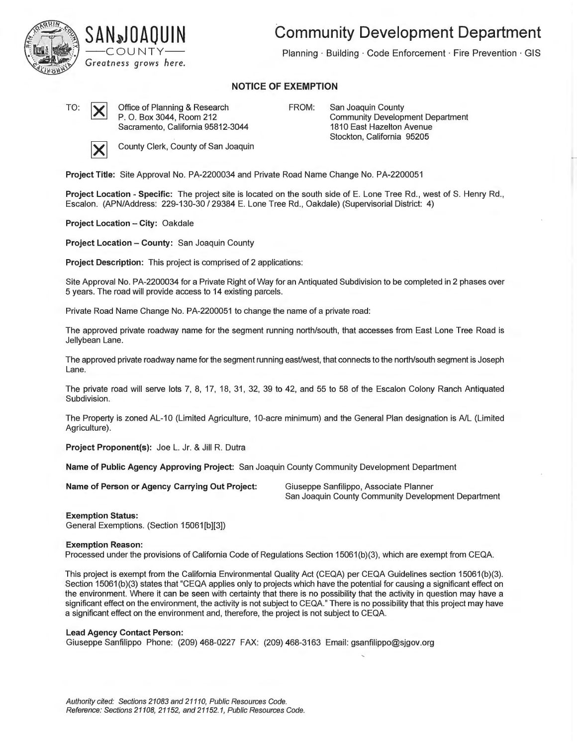SAN JOAQUIN
—COUNTY—
*Greatness grows here.*

# Community Development Department

Planning · Building · Code Enforcement · Fire Prevention · GIS

## NOTICE OF EXEMPTION

TO: [X] Office of Planning & Research
P. O. Box 3044, Room 212
Sacramento, California 95812-3044

[X] County Clerk, County of San Joaquin

FROM: San Joaquin County
Community Development Department
1810 East Hazelton Avenue
Stockton, California 95205

**Project Title:** Site Approval No. PA-2200034 and Private Road Name Change No. PA-2200051

**Project Location - Specific:** The project site is located on the south side of E. Lone Tree Rd., west of S. Henry Rd., Escalon. (APN/Address: 229-130-30 / 29384 E. Lone Tree Rd., Oakdale) (Supervisorial District: 4)

**Project Location – City:** Oakdale

**Project Location – County:** San Joaquin County

**Project Description:** This project is comprised of 2 applications:

Site Approval No. PA-2200034 for a Private Right of Way for an Antiquated Subdivision to be completed in 2 phases over 5 years. The road will provide access to 14 existing parcels.

Private Road Name Change No. PA-2200051 to change the name of a private road:

The approved private roadway name for the segment running north/south, that accesses from East Lone Tree Road is Jellybean Lane.

The approved private roadway name for the segment running east/west, that connects to the north/south segment is Joseph Lane.

The private road will serve lots 7, 8, 17, 18, 31, 32, 39 to 42, and 55 to 58 of the Escalon Colony Ranch Antiquated Subdivision.

The Property is zoned AL-10 (Limited Agriculture, 10-acre minimum) and the General Plan designation is A/L (Limited Agriculture).

**Project Proponent(s):** Joe L. Jr. & Jill R. Dutra

**Name of Public Agency Approving Project:** San Joaquin County Community Development Department

**Name of Person or Agency Carrying Out Project:** Giuseppe Sanfilippo, Associate Planner
San Joaquin County Community Development Department

**Exemption Status:**
General Exemptions. (Section 15061[b][3])

**Exemption Reason:**
Processed under the provisions of California Code of Regulations Section 15061(b)(3), which are exempt from CEQA.

This project is exempt from the California Environmental Quality Act (CEQA) per CEQA Guidelines section 15061(b)(3). Section 15061(b)(3) states that "CEQA applies only to projects which have the potential for causing a significant effect on the environment. Where it can be seen with certainty that there is no possibility that the activity in question may have a significant effect on the environment, the activity is not subject to CEQA." There is no possibility that this project may have a significant effect on the environment and, therefore, the project is not subject to CEQA.

**Lead Agency Contact Person:**
Giuseppe Sanfilippo Phone: (209) 468-0227 FAX: (209) 468-3163 Email: gsanfilippo@sjgov.org

*Authority cited: Sections 21083 and 21110, Public Resources Code.*
*Reference: Sections 21108, 21152, and 21152.1, Public Resources Code.*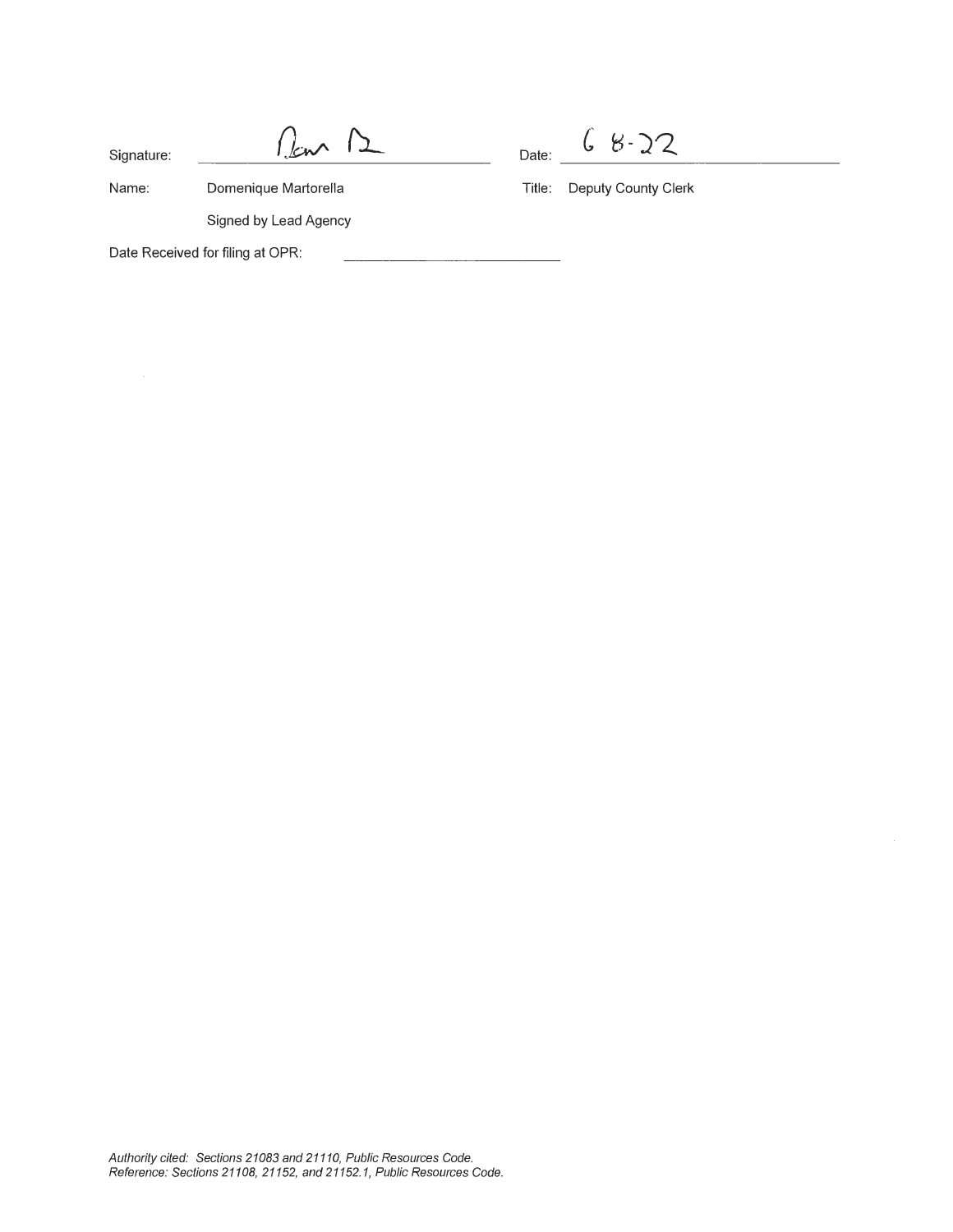Signature: ~~Dom M~~ Date: 6 8-22

Name: Domenique Martorella Title: Deputy County Clerk

Signed by Lead Agency

Date Received for filing at OPR: ____________________

*Authority cited: Sections 21083 and 21110, Public Resources Code.*
*Reference: Sections 21108, 21152, and 21152.1, Public Resources Code.*